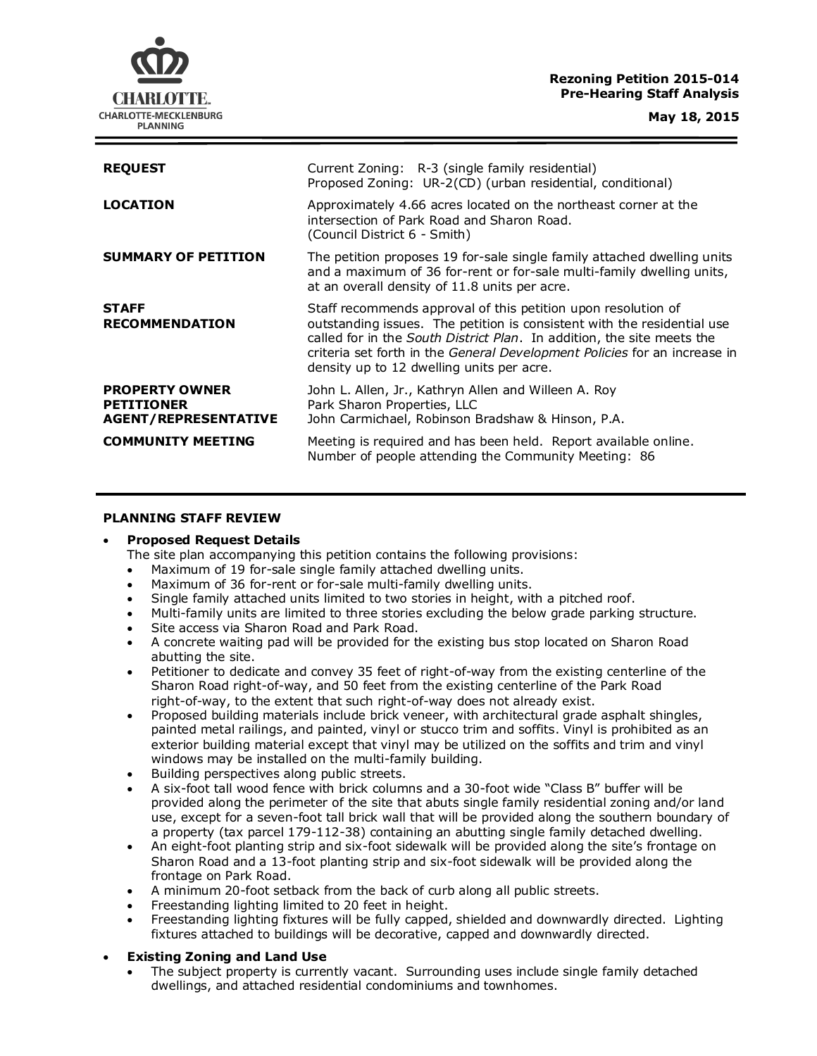CHARLOTTE.
CHARLOTTE-MECKLENBURG
PLANNING

**Rezoning Petition 2015-014**
**Pre-Hearing Staff Analysis**

**May 18, 2015**

| | |
|---|---|
| **REQUEST** | Current Zoning: R-3 (single family residential)<br>Proposed Zoning: UR-2(CD) (urban residential, conditional) |
| **LOCATION** | Approximately 4.66 acres located on the northeast corner at the intersection of Park Road and Sharon Road.<br>(Council District 6 - Smith) |
| **SUMMARY OF PETITION** | The petition proposes 19 for-sale single family attached dwelling units and a maximum of 36 for-rent or for-sale multi-family dwelling units, at an overall density of 11.8 units per acre. |
| **STAFF RECOMMENDATION** | Staff recommends approval of this petition upon resolution of outstanding issues. The petition is consistent with the residential use called for in the *South District Plan*. In addition, the site meets the criteria set forth in the *General Development Policies* for an increase in density up to 12 dwelling units per acre. |
| **PROPERTY OWNER**<br>**PETITIONER**<br>**AGENT/REPRESENTATIVE** | John L. Allen, Jr., Kathryn Allen and Willeen A. Roy<br>Park Sharon Properties, LLC<br>John Carmichael, Robinson Bradshaw & Hinson, P.A. |
| **COMMUNITY MEETING** | Meeting is required and has been held. Report available online.<br>Number of people attending the Community Meeting: 86 |

## PLANNING STAFF REVIEW

- **Proposed Request Details**
  The site plan accompanying this petition contains the following provisions:
  - Maximum of 19 for-sale single family attached dwelling units.
  - Maximum of 36 for-rent or for-sale multi-family dwelling units.
  - Single family attached units limited to two stories in height, with a pitched roof.
  - Multi-family units are limited to three stories excluding the below grade parking structure.
  - Site access via Sharon Road and Park Road.
  - A concrete waiting pad will be provided for the existing bus stop located on Sharon Road abutting the site.
  - Petitioner to dedicate and convey 35 feet of right-of-way from the existing centerline of the Sharon Road right-of-way, and 50 feet from the existing centerline of the Park Road right-of-way, to the extent that such right-of-way does not already exist.
  - Proposed building materials include brick veneer, with architectural grade asphalt shingles, painted metal railings, and painted, vinyl or stucco trim and soffits. Vinyl is prohibited as an exterior building material except that vinyl may be utilized on the soffits and trim and vinyl windows may be installed on the multi-family building.
  - Building perspectives along public streets.
  - A six-foot tall wood fence with brick columns and a 30-foot wide "Class B" buffer will be provided along the perimeter of the site that abuts single family residential zoning and/or land use, except for a seven-foot tall brick wall that will be provided along the southern boundary of a property (tax parcel 179-112-38) containing an abutting single family detached dwelling.
  - An eight-foot planting strip and six-foot sidewalk will be provided along the site's frontage on Sharon Road and a 13-foot planting strip and six-foot sidewalk will be provided along the frontage on Park Road.
  - A minimum 20-foot setback from the back of curb along all public streets.
  - Freestanding lighting limited to 20 feet in height.
  - Freestanding lighting fixtures will be fully capped, shielded and downwardly directed. Lighting fixtures attached to buildings will be decorative, capped and downwardly directed.

- ***Existing Zoning and Land Use***
  - The subject property is currently vacant. Surrounding uses include single family detached dwellings, and attached residential condominiums and townhomes.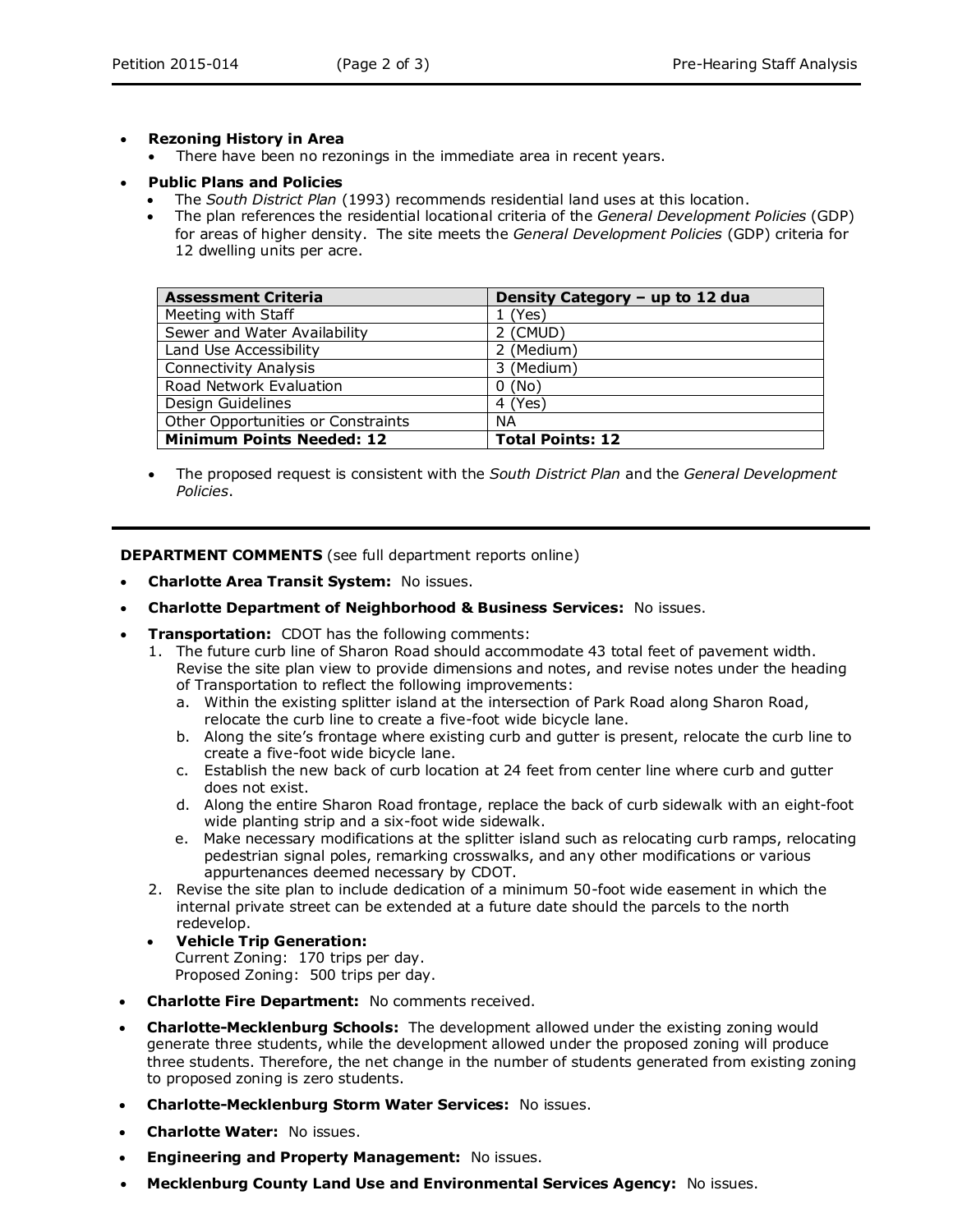- **Rezoning History in Area**
  - There have been no rezonings in the immediate area in recent years.
- **Public Plans and Policies**
  - The *South District Plan* (1993) recommends residential land uses at this location.
  - The plan references the residential locational criteria of the *General Development Policies* (GDP) for areas of higher density. The site meets the *General Development Policies* (GDP) criteria for 12 dwelling units per acre.

| **Assessment Criteria** | **Density Category – up to 12 dua** |
|---|---|
| Meeting with Staff | 1 (Yes) |
| Sewer and Water Availability | 2 (CMUD) |
| Land Use Accessibility | 2 (Medium) |
| Connectivity Analysis | 3 (Medium) |
| Road Network Evaluation | 0 (No) |
| Design Guidelines | 4 (Yes) |
| Other Opportunities or Constraints | NA |
| **Minimum Points Needed: 12** | **Total Points: 12** |

  - The proposed request is consistent with the *South District Plan* and the *General Development Policies*.

**DEPARTMENT COMMENTS** (see full department reports online)

- **Charlotte Area Transit System:** No issues.
- **Charlotte Department of Neighborhood & Business Services:** No issues.
- **Transportation:** CDOT has the following comments:
  1. The future curb line of Sharon Road should accommodate 43 total feet of pavement width. Revise the site plan view to provide dimensions and notes, and revise notes under the heading of Transportation to reflect the following improvements:
     a. Within the existing splitter island at the intersection of Park Road along Sharon Road, relocate the curb line to create a five-foot wide bicycle lane.
     b. Along the site's frontage where existing curb and gutter is present, relocate the curb line to create a five-foot wide bicycle lane.
     c. Establish the new back of curb location at 24 feet from center line where curb and gutter does not exist.
     d. Along the entire Sharon Road frontage, replace the back of curb sidewalk with an eight-foot wide planting strip and a six-foot wide sidewalk.
     e. Make necessary modifications at the splitter island such as relocating curb ramps, relocating pedestrian signal poles, remarking crosswalks, and any other modifications or various appurtenances deemed necessary by CDOT.
  2. Revise the site plan to include dedication of a minimum 50-foot wide easement in which the internal private street can be extended at a future date should the parcels to the north redevelop.
  - **Vehicle Trip Generation:**
    Current Zoning: 170 trips per day.
    Proposed Zoning: 500 trips per day.
- **Charlotte Fire Department:** No comments received.
- **Charlotte-Mecklenburg Schools:** The development allowed under the existing zoning would generate three students, while the development allowed under the proposed zoning will produce three students. Therefore, the net change in the number of students generated from existing zoning to proposed zoning is zero students.
- **Charlotte-Mecklenburg Storm Water Services:** No issues.
- **Charlotte Water:** No issues.
- **Engineering and Property Management:** No issues.
- **Mecklenburg County Land Use and Environmental Services Agency:** No issues.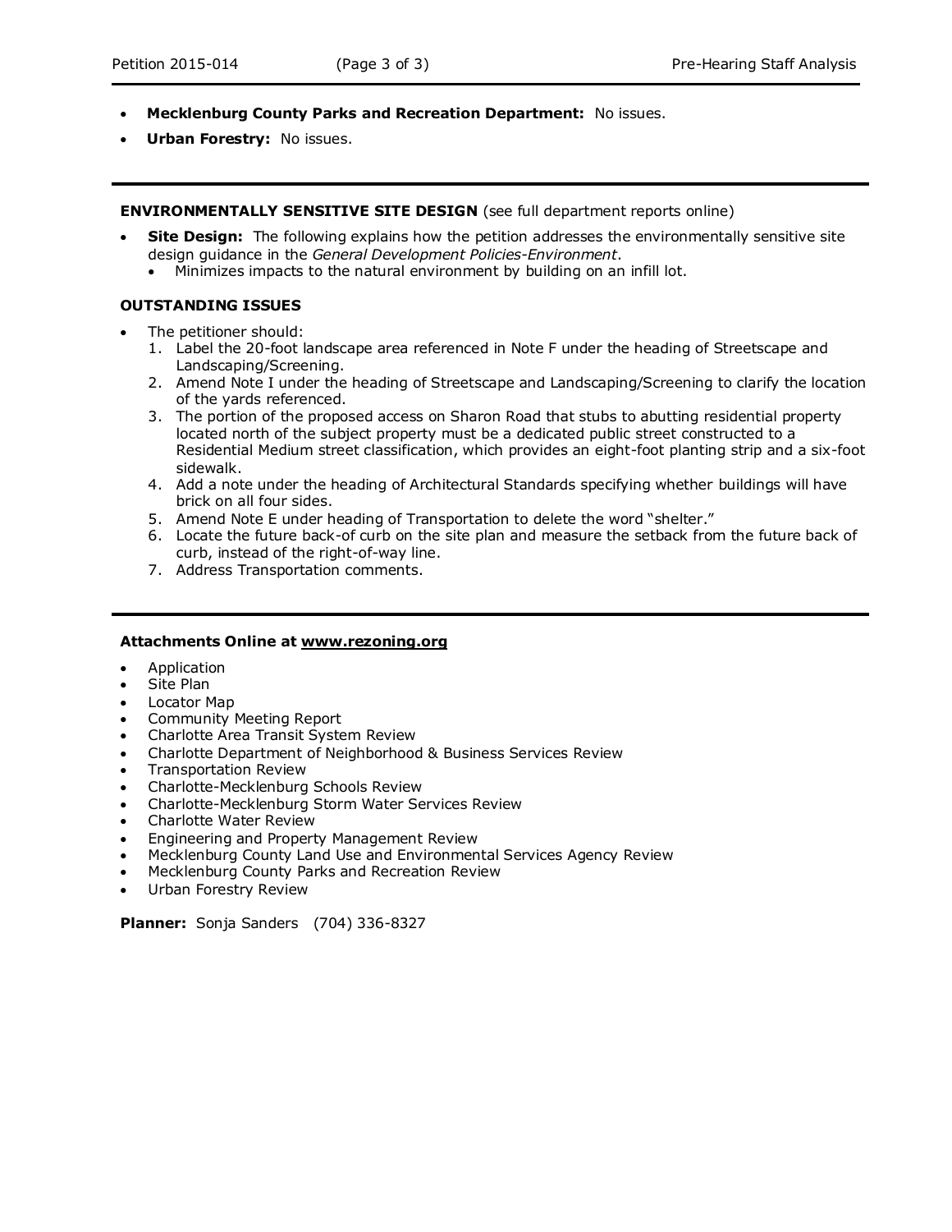- **Mecklenburg County Parks and Recreation Department:** No issues.
- **Urban Forestry:** No issues.

---

**ENVIRONMENTALLY SENSITIVE SITE DESIGN** (see full department reports online)

- **Site Design:** The following explains how the petition addresses the environmentally sensitive site design guidance in the *General Development Policies-Environment*.
  - Minimizes impacts to the natural environment by building on an infill lot.

**OUTSTANDING ISSUES**

- The petitioner should:
  1. Label the 20-foot landscape area referenced in Note F under the heading of Streetscape and Landscaping/Screening.
  2. Amend Note I under the heading of Streetscape and Landscaping/Screening to clarify the location of the yards referenced.
  3. The portion of the proposed access on Sharon Road that stubs to abutting residential property located north of the subject property must be a dedicated public street constructed to a Residential Medium street classification, which provides an eight-foot planting strip and a six-foot sidewalk.
  4. Add a note under the heading of Architectural Standards specifying whether buildings will have brick on all four sides.
  5. Amend Note E under heading of Transportation to delete the word "shelter."
  6. Locate the future back-of curb on the site plan and measure the setback from the future back of curb, instead of the right-of-way line.
  7. Address Transportation comments.

---

**Attachments Online at www.rezoning.org**

- Application
- Site Plan
- Locator Map
- Community Meeting Report
- Charlotte Area Transit System Review
- Charlotte Department of Neighborhood & Business Services Review
- Transportation Review
- Charlotte-Mecklenburg Schools Review
- Charlotte-Mecklenburg Storm Water Services Review
- Charlotte Water Review
- Engineering and Property Management Review
- Mecklenburg County Land Use and Environmental Services Agency Review
- Mecklenburg County Parks and Recreation Review
- Urban Forestry Review

**Planner:** Sonja Sanders (704) 336-8327